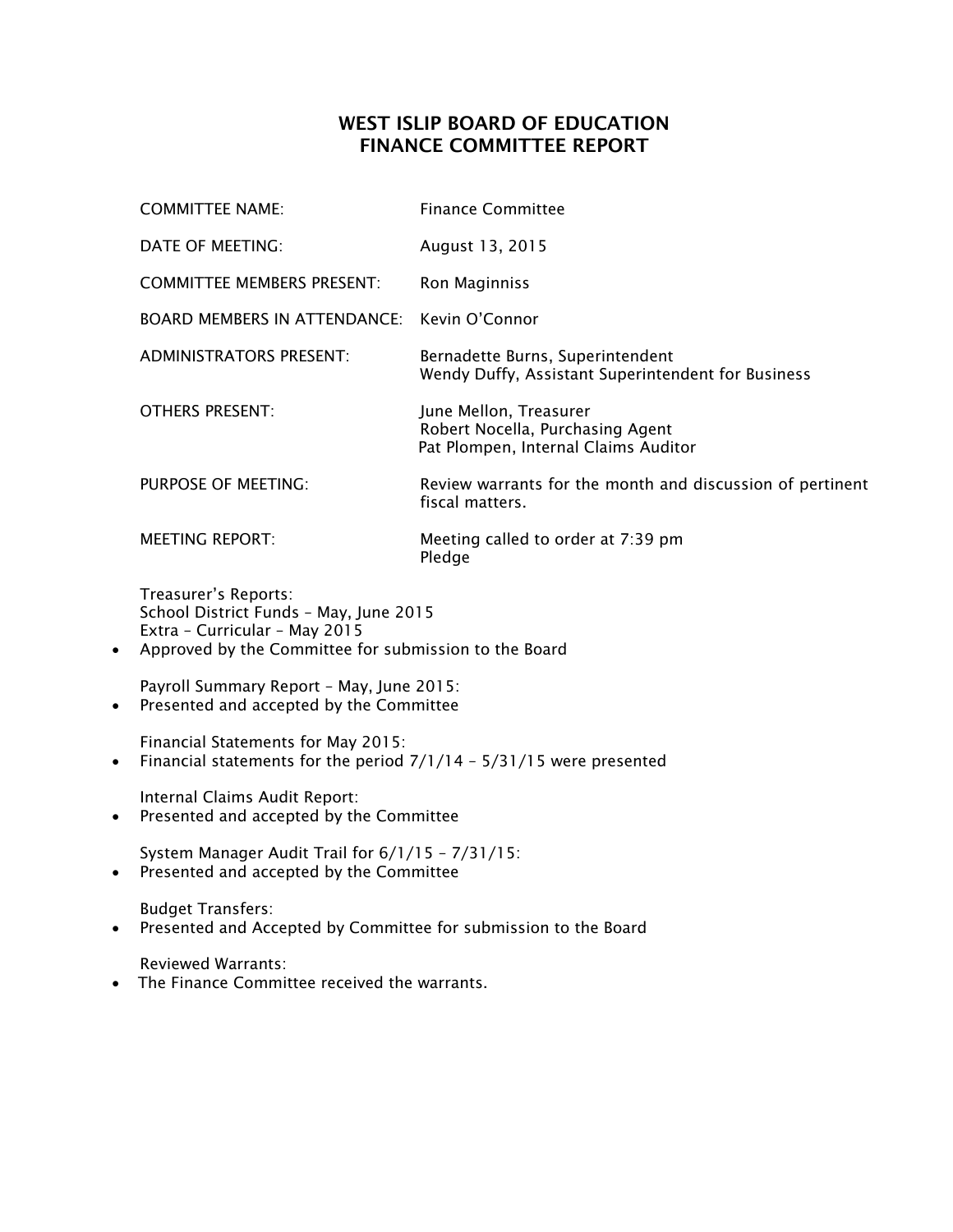# WEST ISLIP BOARD OF EDUCATION
# FINANCE COMMITTEE REPORT

| | |
|---|---|
| COMMITTEE NAME: | Finance Committee |
| DATE OF MEETING: | August 13, 2015 |
| COMMITTEE MEMBERS PRESENT: | Ron Maginniss |
| BOARD MEMBERS IN ATTENDANCE: | Kevin O'Connor |
| ADMINISTRATORS PRESENT: | Bernadette Burns, Superintendent<br>Wendy Duffy, Assistant Superintendent for Business |
| OTHERS PRESENT: | June Mellon, Treasurer<br>Robert Nocella, Purchasing Agent<br>Pat Plompen, Internal Claims Auditor |
| PURPOSE OF MEETING: | Review warrants for the month and discussion of pertinent fiscal matters. |
| MEETING REPORT: | Meeting called to order at 7:39 pm<br>Pledge |

Treasurer's Reports:
School District Funds – May, June 2015
Extra – Curricular – May 2015

- Approved by the Committee for submission to the Board

Payroll Summary Report – May, June 2015:

- Presented and accepted by the Committee

Financial Statements for May 2015:

- Financial statements for the period 7/1/14 – 5/31/15 were presented

Internal Claims Audit Report:

- Presented and accepted by the Committee

System Manager Audit Trail for 6/1/15 – 7/31/15:

- Presented and accepted by the Committee

Budget Transfers:

- Presented and Accepted by Committee for submission to the Board

Reviewed Warrants:

- The Finance Committee received the warrants.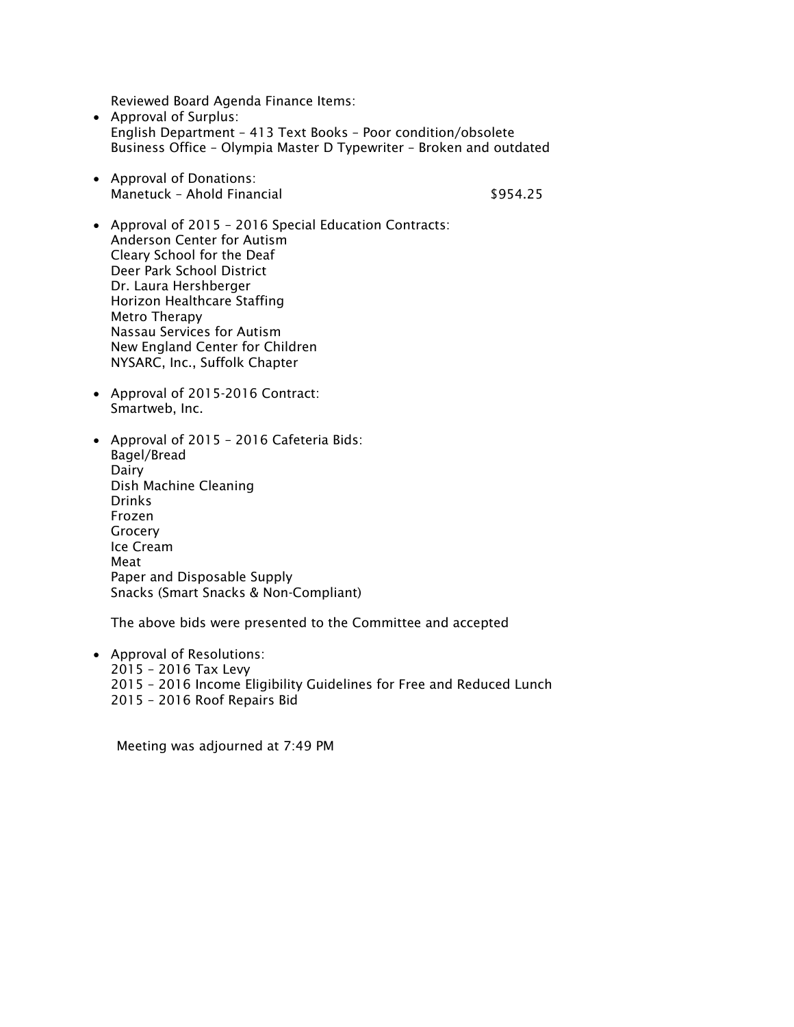Reviewed Board Agenda Finance Items:

- Approval of Surplus:
  English Department – 413 Text Books – Poor condition/obsolete
  Business Office – Olympia Master D Typewriter – Broken and outdated

- Approval of Donations:
  Manetuck – Ahold Financial $954.25

- Approval of 2015 – 2016 Special Education Contracts:
  Anderson Center for Autism
  Cleary School for the Deaf
  Deer Park School District
  Dr. Laura Hershberger
  Horizon Healthcare Staffing
  Metro Therapy
  Nassau Services for Autism
  New England Center for Children
  NYSARC, Inc., Suffolk Chapter

- Approval of 2015-2016 Contract:
  Smartweb, Inc.

- Approval of 2015 – 2016 Cafeteria Bids:
  Bagel/Bread
  Dairy
  Dish Machine Cleaning
  Drinks
  Frozen
  Grocery
  Ice Cream
  Meat
  Paper and Disposable Supply
  Snacks (Smart Snacks & Non-Compliant)

  The above bids were presented to the Committee and accepted

- Approval of Resolutions:
  2015 – 2016 Tax Levy
  2015 – 2016 Income Eligibility Guidelines for Free and Reduced Lunch
  2015 – 2016 Roof Repairs Bid

Meeting was adjourned at 7:49 PM